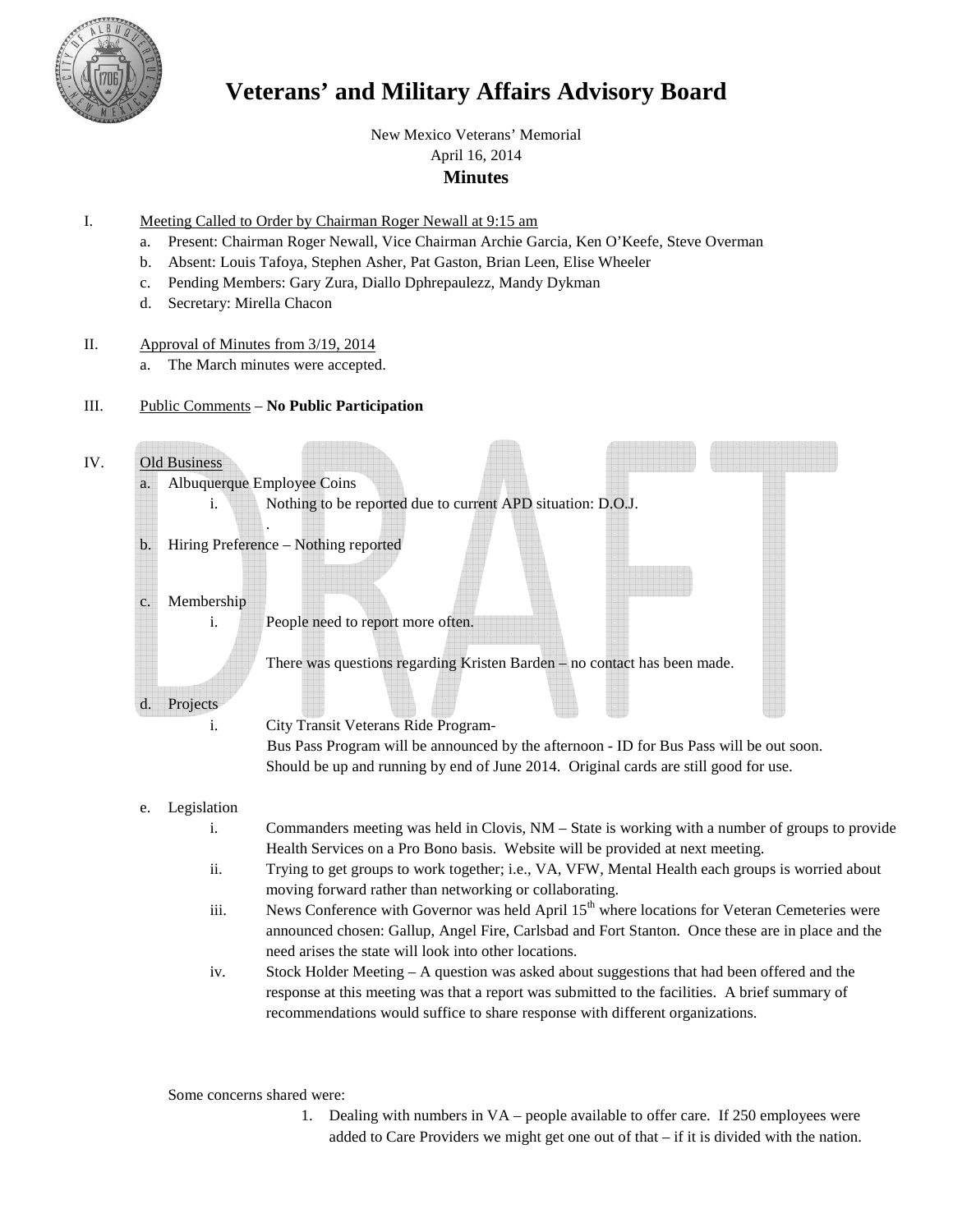# Veterans' and Military Affairs Advisory Board

New Mexico Veterans' Memorial
April 16, 2014

## Minutes

I. Meeting Called to Order by Chairman Roger Newall at 9:15 am
   a. Present: Chairman Roger Newall, Vice Chairman Archie Garcia, Ken O'Keefe, Steve Overman
   b. Absent: Louis Tafoya, Stephen Asher, Pat Gaston, Brian Leen, Elise Wheeler
   c. Pending Members: Gary Zura, Diallo Dphrepaulezz, Mandy Dykman
   d. Secretary: Mirella Chacon

II. Approval of Minutes from 3/19, 2014
   a. The March minutes were accepted.

III. Public Comments – **No Public Participation**

IV. Old Business
   a. Albuquerque Employee Coins
      i. Nothing to be reported due to current APD situation: D.O.J.
      .
   b. Hiring Preference – Nothing reported

   c. Membership
      i. People need to report more often.

      There was questions regarding Kristen Barden – no contact has been made.

   d. Projects
      i. City Transit Veterans Ride Program-
      Bus Pass Program will be announced by the afternoon - ID for Bus Pass will be out soon. Should be up and running by end of June 2014. Original cards are still good for use.

   e. Legislation
      i. Commanders meeting was held in Clovis, NM – State is working with a number of groups to provide Health Services on a Pro Bono basis. Website will be provided at next meeting.
      ii. Trying to get groups to work together; i.e., VA, VFW, Mental Health each groups is worried about moving forward rather than networking or collaborating.
      iii. News Conference with Governor was held April 15th where locations for Veteran Cemeteries were announced chosen: Gallup, Angel Fire, Carlsbad and Fort Stanton. Once these are in place and the need arises the state will look into other locations.
      iv. Stock Holder Meeting – A question was asked about suggestions that had been offered and the response at this meeting was that a report was submitted to the facilities. A brief summary of recommendations would suffice to share response with different organizations.

Some concerns shared were:

1. Dealing with numbers in VA – people available to offer care. If 250 employees were added to Care Providers we might get one out of that – if it is divided with the nation.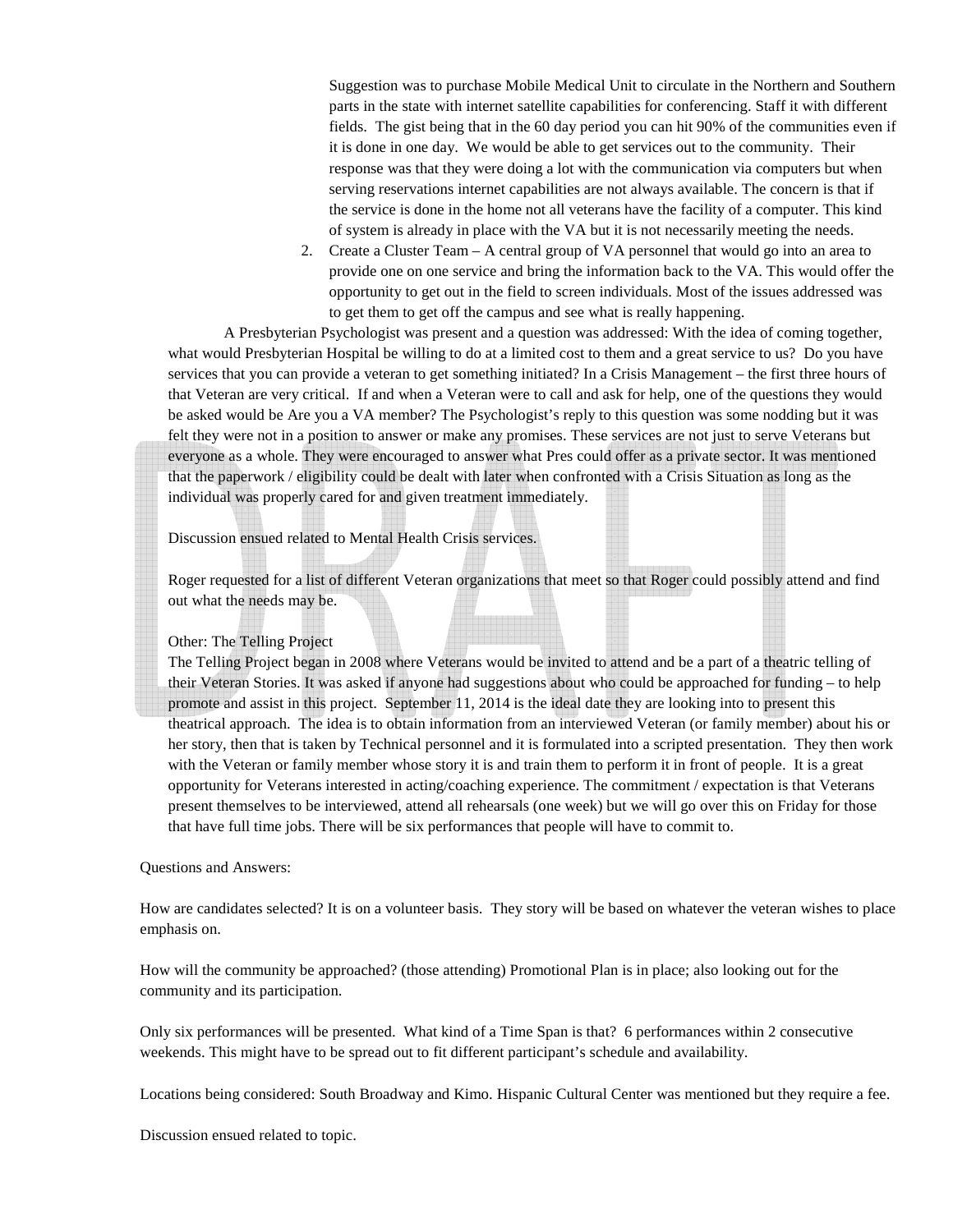Suggestion was to purchase Mobile Medical Unit to circulate in the Northern and Southern parts in the state with internet satellite capabilities for conferencing. Staff it with different fields. The gist being that in the 60 day period you can hit 90% of the communities even if it is done in one day. We would be able to get services out to the community. Their response was that they were doing a lot with the communication via computers but when serving reservations internet capabilities are not always available. The concern is that if the service is done in the home not all veterans have the facility of a computer. This kind of system is already in place with the VA but it is not necessarily meeting the needs.

2. Create a Cluster Team – A central group of VA personnel that would go into an area to provide one on one service and bring the information back to the VA. This would offer the opportunity to get out in the field to screen individuals. Most of the issues addressed was to get them to get off the campus and see what is really happening.

A Presbyterian Psychologist was present and a question was addressed: With the idea of coming together, what would Presbyterian Hospital be willing to do at a limited cost to them and a great service to us? Do you have services that you can provide a veteran to get something initiated? In a Crisis Management – the first three hours of that Veteran are very critical. If and when a Veteran were to call and ask for help, one of the questions they would be asked would be Are you a VA member? The Psychologist's reply to this question was some nodding but it was felt they were not in a position to answer or make any promises. These services are not just to serve Veterans but everyone as a whole. They were encouraged to answer what Pres could offer as a private sector. It was mentioned that the paperwork / eligibility could be dealt with later when confronted with a Crisis Situation as long as the individual was properly cared for and given treatment immediately.

Discussion ensued related to Mental Health Crisis services.

Roger requested for a list of different Veteran organizations that meet so that Roger could possibly attend and find out what the needs may be.

Other: The Telling Project
The Telling Project began in 2008 where Veterans would be invited to attend and be a part of a theatric telling of their Veteran Stories. It was asked if anyone had suggestions about who could be approached for funding – to help promote and assist in this project. September 11, 2014 is the ideal date they are looking into to present this theatrical approach. The idea is to obtain information from an interviewed Veteran (or family member) about his or her story, then that is taken by Technical personnel and it is formulated into a scripted presentation. They then work with the Veteran or family member whose story it is and train them to perform it in front of people. It is a great opportunity for Veterans interested in acting/coaching experience. The commitment / expectation is that Veterans present themselves to be interviewed, attend all rehearsals (one week) but we will go over this on Friday for those that have full time jobs. There will be six performances that people will have to commit to.

Questions and Answers:

How are candidates selected? It is on a volunteer basis. They story will be based on whatever the veteran wishes to place emphasis on.

How will the community be approached? (those attending) Promotional Plan is in place; also looking out for the community and its participation.

Only six performances will be presented. What kind of a Time Span is that? 6 performances within 2 consecutive weekends. This might have to be spread out to fit different participant's schedule and availability.

Locations being considered: South Broadway and Kimo. Hispanic Cultural Center was mentioned but they require a fee.

Discussion ensued related to topic.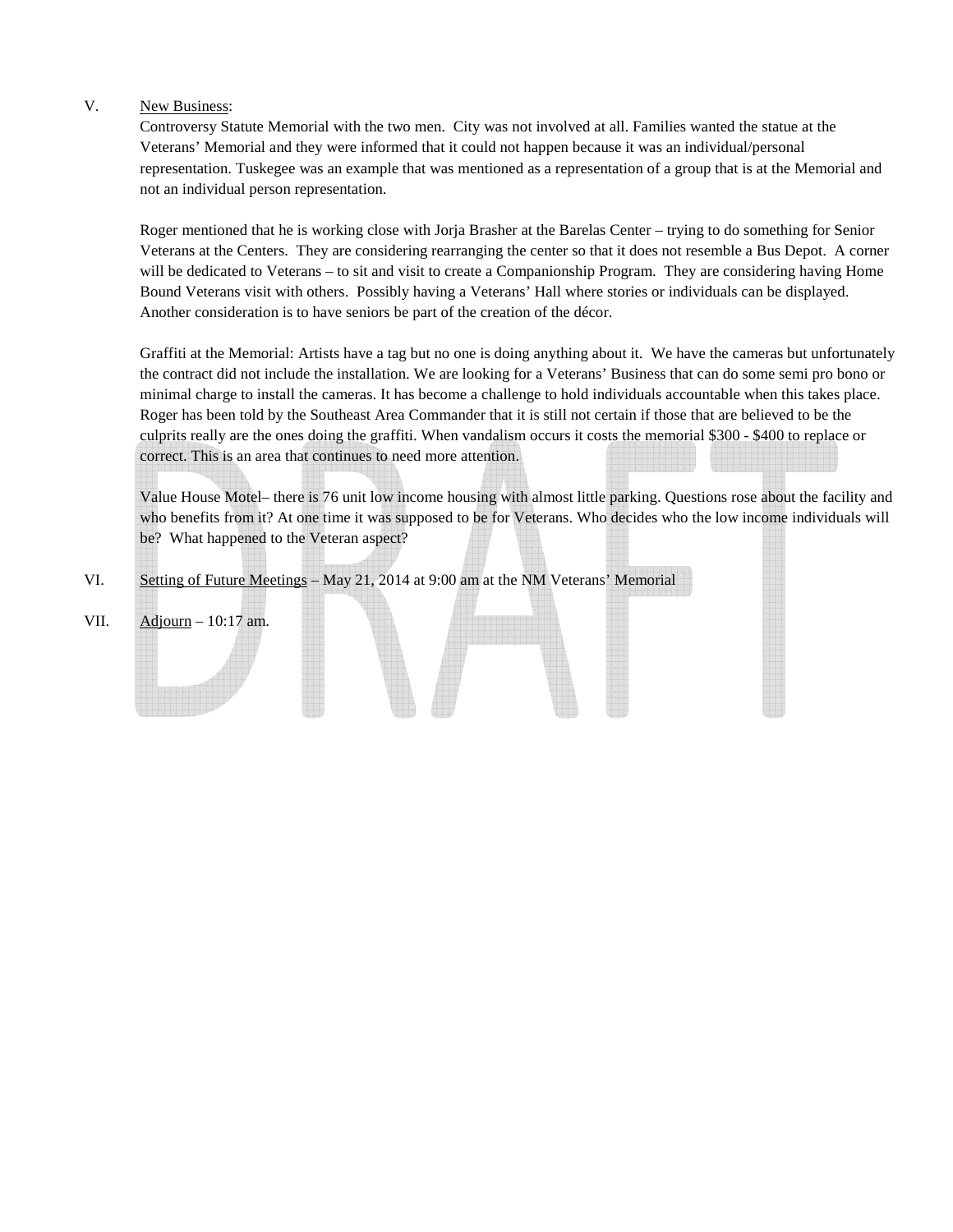V. <u>New Business</u>:

Controversy Statute Memorial with the two men. City was not involved at all. Families wanted the statue at the Veterans' Memorial and they were informed that it could not happen because it was an individual/personal representation. Tuskegee was an example that was mentioned as a representation of a group that is at the Memorial and not an individual person representation.

Roger mentioned that he is working close with Jorja Brasher at the Barelas Center – trying to do something for Senior Veterans at the Centers. They are considering rearranging the center so that it does not resemble a Bus Depot. A corner will be dedicated to Veterans – to sit and visit to create a Companionship Program. They are considering having Home Bound Veterans visit with others. Possibly having a Veterans' Hall where stories or individuals can be displayed. Another consideration is to have seniors be part of the creation of the décor.

Graffiti at the Memorial: Artists have a tag but no one is doing anything about it. We have the cameras but unfortunately the contract did not include the installation. We are looking for a Veterans' Business that can do some semi pro bono or minimal charge to install the cameras. It has become a challenge to hold individuals accountable when this takes place. Roger has been told by the Southeast Area Commander that it is still not certain if those that are believed to be the culprits really are the ones doing the graffiti. When vandalism occurs it costs the memorial $300 - $400 to replace or correct. This is an area that continues to need more attention.

Value House Motel– there is 76 unit low income housing with almost little parking. Questions rose about the facility and who benefits from it? At one time it was supposed to be for Veterans. Who decides who the low income individuals will be? What happened to the Veteran aspect?

VI. <u>Setting of Future Meetings</u> – May 21, 2014 at 9:00 am at the NM Veterans' Memorial

VII. <u>Adjourn</u> – 10:17 am.